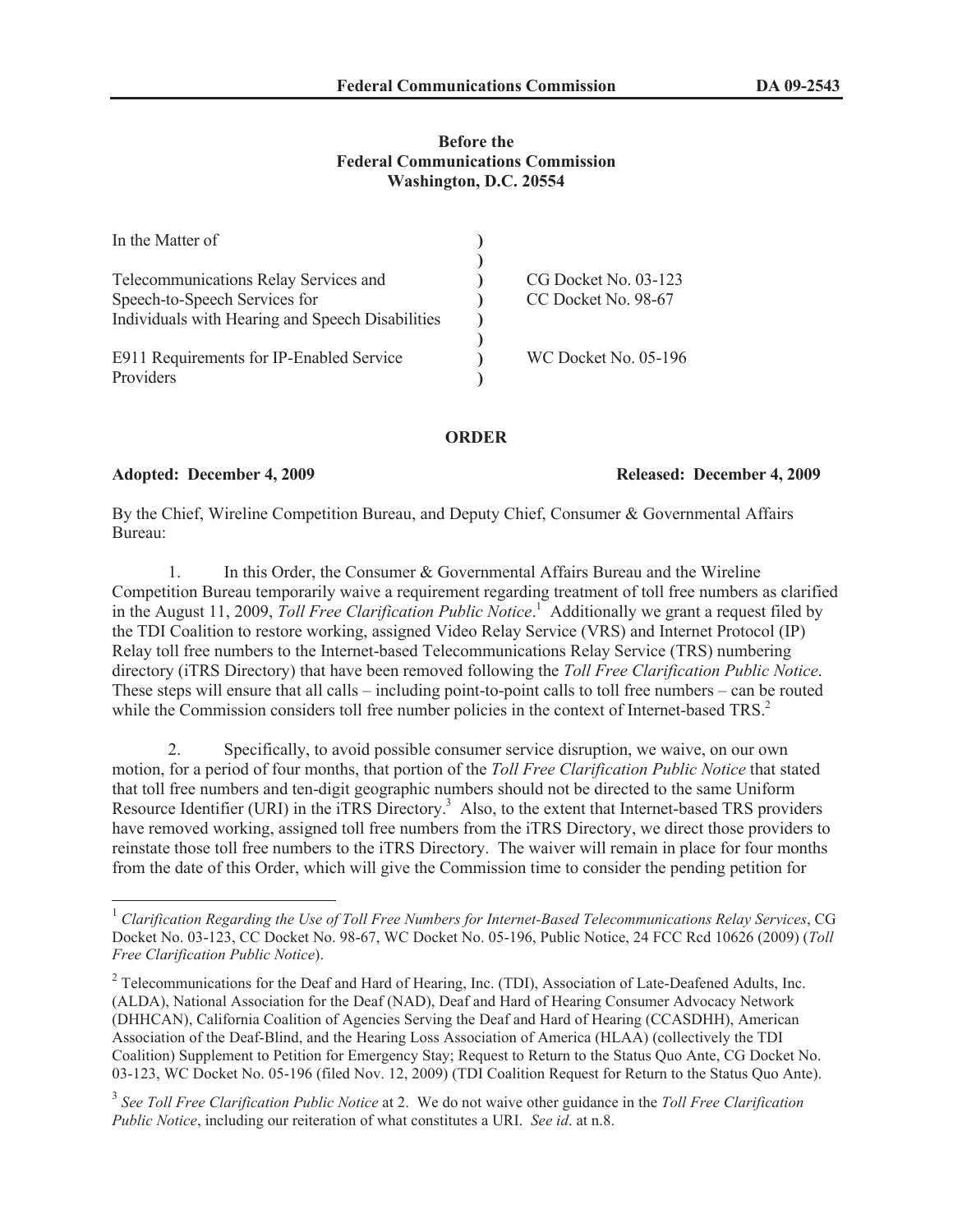**Before the**
**Federal Communications Commission**
**Washington, D.C. 20554**

| In the Matter of | ) | |
|---|---|---|
| | ) | |
| Telecommunications Relay Services and | ) | CG Docket No. 03-123 |
| Speech-to-Speech Services for | ) | CC Docket No. 98-67 |
| Individuals with Hearing and Speech Disabilities | ) | |
| | ) | |
| E911 Requirements for IP-Enabled Service | ) | WC Docket No. 05-196 |
| Providers | ) | |

## ORDER

**Adopted: December 4, 2009** **Released: December 4, 2009**

By the Chief, Wireline Competition Bureau, and Deputy Chief, Consumer & Governmental Affairs Bureau:

1. In this Order, the Consumer & Governmental Affairs Bureau and the Wireline Competition Bureau temporarily waive a requirement regarding treatment of toll free numbers as clarified in the August 11, 2009, *Toll Free Clarification Public Notice*.[1] Additionally we grant a request filed by the TDI Coalition to restore working, assigned Video Relay Service (VRS) and Internet Protocol (IP) Relay toll free numbers to the Internet-based Telecommunications Relay Service (TRS) numbering directory (iTRS Directory) that have been removed following the *Toll Free Clarification Public Notice*. These steps will ensure that all calls – including point-to-point calls to toll free numbers – can be routed while the Commission considers toll free number policies in the context of Internet-based TRS.[2]

2. Specifically, to avoid possible consumer service disruption, we waive, on our own motion, for a period of four months, that portion of the *Toll Free Clarification Public Notice* that stated that toll free numbers and ten-digit geographic numbers should not be directed to the same Uniform Resource Identifier (URI) in the iTRS Directory.[3] Also, to the extent that Internet-based TRS providers have removed working, assigned toll free numbers from the iTRS Directory, we direct those providers to reinstate those toll free numbers to the iTRS Directory. The waiver will remain in place for four months from the date of this Order, which will give the Commission time to consider the pending petition for

---

[1] *Clarification Regarding the Use of Toll Free Numbers for Internet-Based Telecommunications Relay Services*, CG Docket No. 03-123, CC Docket No. 98-67, WC Docket No. 05-196, Public Notice, 24 FCC Rcd 10626 (2009) (*Toll Free Clarification Public Notice*).

[2] Telecommunications for the Deaf and Hard of Hearing, Inc. (TDI), Association of Late-Deafened Adults, Inc. (ALDA), National Association for the Deaf (NAD), Deaf and Hard of Hearing Consumer Advocacy Network (DHHCAN), California Coalition of Agencies Serving the Deaf and Hard of Hearing (CCASDHH), American Association of the Deaf-Blind, and the Hearing Loss Association of America (HLAA) (collectively the TDI Coalition) Supplement to Petition for Emergency Stay; Request to Return to the Status Quo Ante, CG Docket No. 03-123, WC Docket No. 05-196 (filed Nov. 12, 2009) (TDI Coalition Request for Return to the Status Quo Ante).

[3] *See Toll Free Clarification Public Notice* at 2. We do not waive other guidance in the *Toll Free Clarification Public Notice*, including our reiteration of what constitutes a URI. *See id*. at n.8.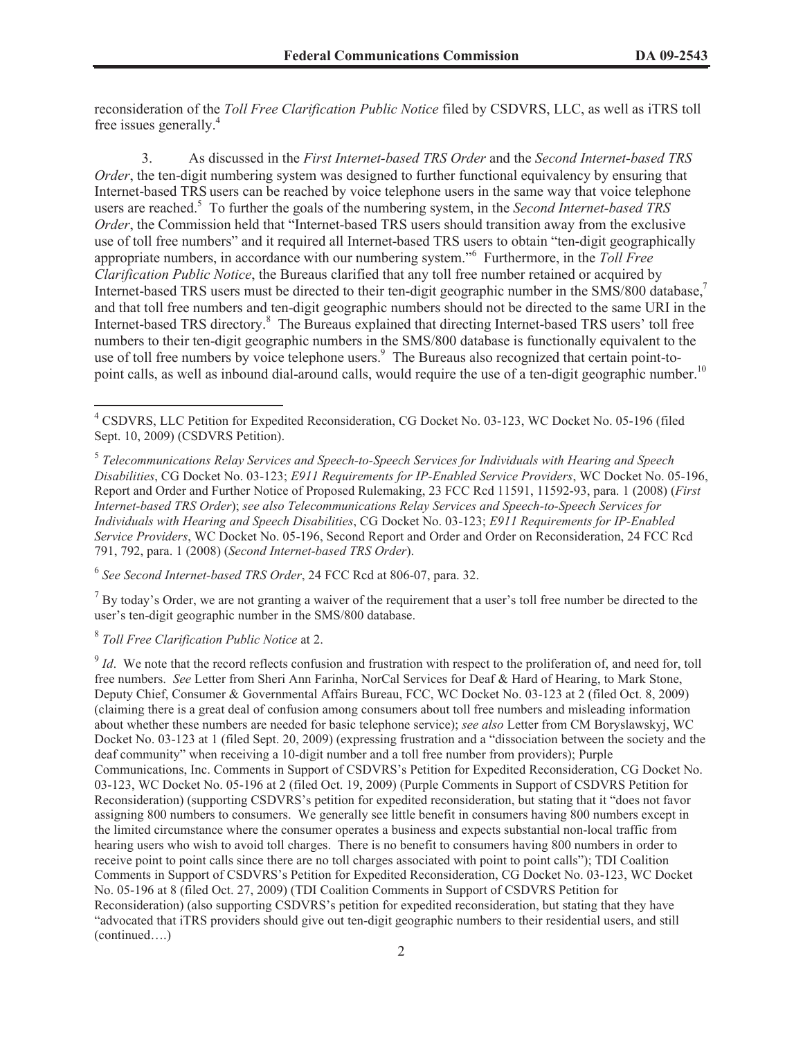reconsideration of the *Toll Free Clarification Public Notice* filed by CSDVRS, LLC, as well as iTRS toll free issues generally.[4]

3. As discussed in the *First Internet-based TRS Order* and the *Second Internet-based TRS Order*, the ten-digit numbering system was designed to further functional equivalency by ensuring that Internet-based TRS users can be reached by voice telephone users in the same way that voice telephone users are reached.[5] To further the goals of the numbering system, in the *Second Internet-based TRS Order*, the Commission held that "Internet-based TRS users should transition away from the exclusive use of toll free numbers" and it required all Internet-based TRS users to obtain "ten-digit geographically appropriate numbers, in accordance with our numbering system."[6] Furthermore, in the *Toll Free Clarification Public Notice*, the Bureaus clarified that any toll free number retained or acquired by Internet-based TRS users must be directed to their ten-digit geographic number in the SMS/800 database,[7] and that toll free numbers and ten-digit geographic numbers should not be directed to the same URI in the Internet-based TRS directory.[8] The Bureaus explained that directing Internet-based TRS users' toll free numbers to their ten-digit geographic numbers in the SMS/800 database is functionally equivalent to the use of toll free numbers by voice telephone users.[9] The Bureaus also recognized that certain point-to-point calls, as well as inbound dial-around calls, would require the use of a ten-digit geographic number.[10]

---

[4] CSDVRS, LLC Petition for Expedited Reconsideration, CG Docket No. 03-123, WC Docket No. 05-196 (filed Sept. 10, 2009) (CSDVRS Petition).

[5] *Telecommunications Relay Services and Speech-to-Speech Services for Individuals with Hearing and Speech Disabilities*, CG Docket No. 03-123; *E911 Requirements for IP-Enabled Service Providers*, WC Docket No. 05-196, Report and Order and Further Notice of Proposed Rulemaking, 23 FCC Rcd 11591, 11592-93, para. 1 (2008) (*First Internet-based TRS Order*); *see also Telecommunications Relay Services and Speech-to-Speech Services for Individuals with Hearing and Speech Disabilities*, CG Docket No. 03-123; *E911 Requirements for IP-Enabled Service Providers*, WC Docket No. 05-196, Second Report and Order and Order on Reconsideration, 24 FCC Rcd 791, 792, para. 1 (2008) (*Second Internet-based TRS Order*).

[6] *See Second Internet-based TRS Order*, 24 FCC Rcd at 806-07, para. 32.

[7] By today's Order, we are not granting a waiver of the requirement that a user's toll free number be directed to the user's ten-digit geographic number in the SMS/800 database.

[8] *Toll Free Clarification Public Notice* at 2.

[9] *Id*. We note that the record reflects confusion and frustration with respect to the proliferation of, and need for, toll free numbers. *See* Letter from Sheri Ann Farinha, NorCal Services for Deaf & Hard of Hearing, to Mark Stone, Deputy Chief, Consumer & Governmental Affairs Bureau, FCC, WC Docket No. 03-123 at 2 (filed Oct. 8, 2009) (claiming there is a great deal of confusion among consumers about toll free numbers and misleading information about whether these numbers are needed for basic telephone service); *see also* Letter from CM Boryslawskyj, WC Docket No. 03-123 at 1 (filed Sept. 20, 2009) (expressing frustration and a "dissociation between the society and the deaf community" when receiving a 10-digit number and a toll free number from providers); Purple Communications, Inc. Comments in Support of CSDVRS's Petition for Expedited Reconsideration, CG Docket No. 03-123, WC Docket No. 05-196 at 2 (filed Oct. 19, 2009) (Purple Comments in Support of CSDVRS Petition for Reconsideration) (supporting CSDVRS's petition for expedited reconsideration, but stating that it "does not favor assigning 800 numbers to consumers. We generally see little benefit in consumers having 800 numbers except in the limited circumstance where the consumer operates a business and expects substantial non-local traffic from hearing users who wish to avoid toll charges. There is no benefit to consumers having 800 numbers in order to receive point to point calls since there are no toll charges associated with point to point calls"); TDI Coalition Comments in Support of CSDVRS's Petition for Expedited Reconsideration, CG Docket No. 03-123, WC Docket No. 05-196 at 8 (filed Oct. 27, 2009) (TDI Coalition Comments in Support of CSDVRS Petition for Reconsideration) (also supporting CSDVRS's petition for expedited reconsideration, but stating that they have "advocated that iTRS providers should give out ten-digit geographic numbers to their residential users, and still (continued….)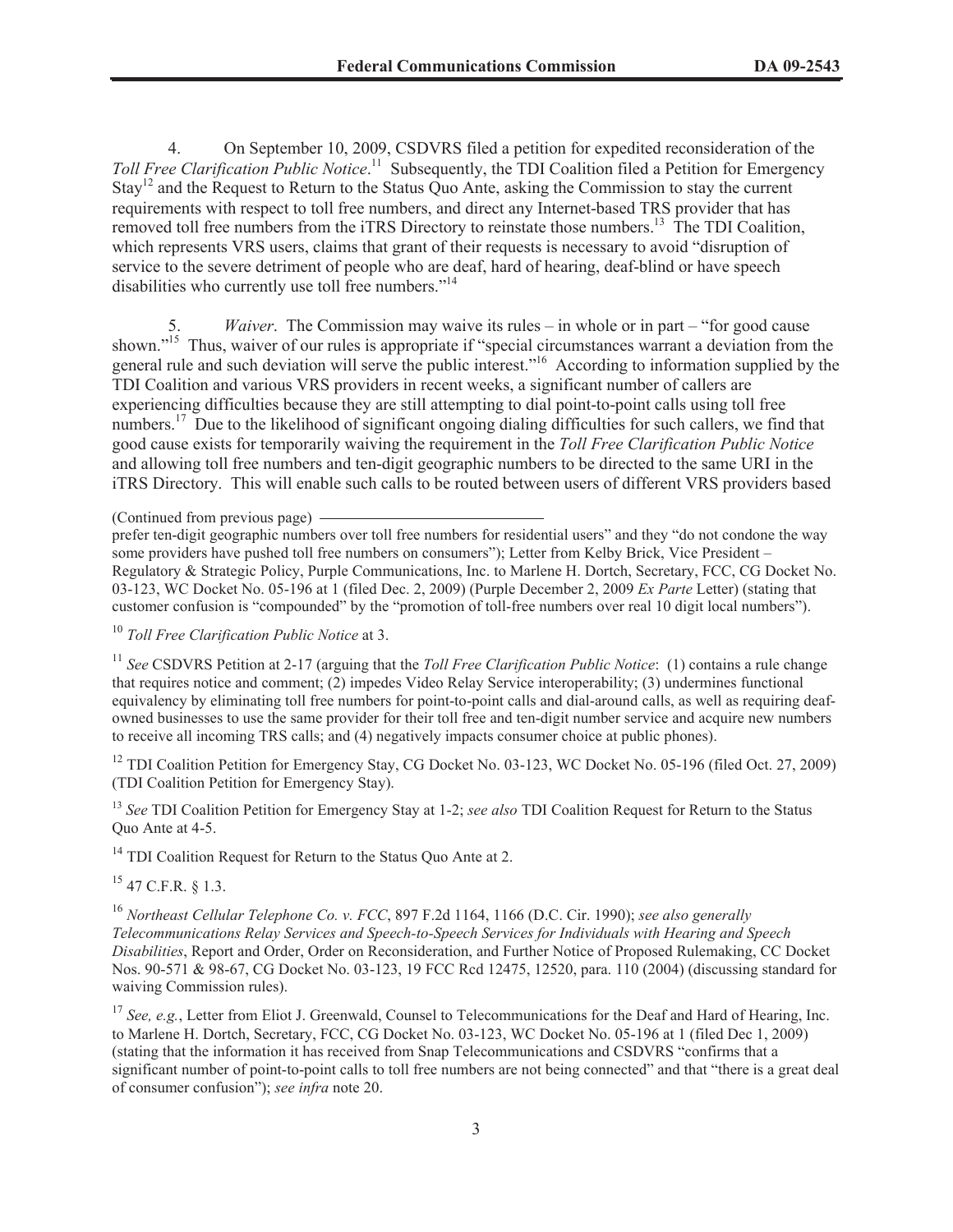4. On September 10, 2009, CSDVRS filed a petition for expedited reconsideration of the *Toll Free Clarification Public Notice*.[11] Subsequently, the TDI Coalition filed a Petition for Emergency Stay[12] and the Request to Return to the Status Quo Ante, asking the Commission to stay the current requirements with respect to toll free numbers, and direct any Internet-based TRS provider that has removed toll free numbers from the iTRS Directory to reinstate those numbers.[13] The TDI Coalition, which represents VRS users, claims that grant of their requests is necessary to avoid "disruption of service to the severe detriment of people who are deaf, hard of hearing, deaf-blind or have speech disabilities who currently use toll free numbers."[14]

5. *Waiver*. The Commission may waive its rules – in whole or in part – "for good cause shown."[15] Thus, waiver of our rules is appropriate if "special circumstances warrant a deviation from the general rule and such deviation will serve the public interest."[16] According to information supplied by the TDI Coalition and various VRS providers in recent weeks, a significant number of callers are experiencing difficulties because they are still attempting to dial point-to-point calls using toll free numbers.[17] Due to the likelihood of significant ongoing dialing difficulties for such callers, we find that good cause exists for temporarily waiving the requirement in the *Toll Free Clarification Public Notice* and allowing toll free numbers and ten-digit geographic numbers to be directed to the same URI in the iTRS Directory. This will enable such calls to be routed between users of different VRS providers based

(Continued from previous page)

prefer ten-digit geographic numbers over toll free numbers for residential users" and they "do not condone the way some providers have pushed toll free numbers on consumers"); Letter from Kelby Brick, Vice President – Regulatory & Strategic Policy, Purple Communications, Inc. to Marlene H. Dortch, Secretary, FCC, CG Docket No. 03-123, WC Docket No. 05-196 at 1 (filed Dec. 2, 2009) (Purple December 2, 2009 *Ex Parte* Letter) (stating that customer confusion is "compounded" by the "promotion of toll-free numbers over real 10 digit local numbers").

[10] *Toll Free Clarification Public Notice* at 3.

[11] *See* CSDVRS Petition at 2-17 (arguing that the *Toll Free Clarification Public Notice*: (1) contains a rule change that requires notice and comment; (2) impedes Video Relay Service interoperability; (3) undermines functional equivalency by eliminating toll free numbers for point-to-point calls and dial-around calls, as well as requiring deaf-owned businesses to use the same provider for their toll free and ten-digit number service and acquire new numbers to receive all incoming TRS calls; and (4) negatively impacts consumer choice at public phones).

[12] TDI Coalition Petition for Emergency Stay, CG Docket No. 03-123, WC Docket No. 05-196 (filed Oct. 27, 2009) (TDI Coalition Petition for Emergency Stay).

[13] *See* TDI Coalition Petition for Emergency Stay at 1-2; *see also* TDI Coalition Request for Return to the Status Quo Ante at 4-5.

[14] TDI Coalition Request for Return to the Status Quo Ante at 2.

[15] 47 C.F.R. § 1.3.

[16] *Northeast Cellular Telephone Co. v. FCC*, 897 F.2d 1164, 1166 (D.C. Cir. 1990); *see also generally Telecommunications Relay Services and Speech-to-Speech Services for Individuals with Hearing and Speech Disabilities*, Report and Order, Order on Reconsideration, and Further Notice of Proposed Rulemaking, CC Docket Nos. 90-571 & 98-67, CG Docket No. 03-123, 19 FCC Rcd 12475, 12520, para. 110 (2004) (discussing standard for waiving Commission rules).

[17] *See, e.g.*, Letter from Eliot J. Greenwald, Counsel to Telecommunications for the Deaf and Hard of Hearing, Inc. to Marlene H. Dortch, Secretary, FCC, CG Docket No. 03-123, WC Docket No. 05-196 at 1 (filed Dec 1, 2009) (stating that the information it has received from Snap Telecommunications and CSDVRS "confirms that a significant number of point-to-point calls to toll free numbers are not being connected" and that "there is a great deal of consumer confusion"); *see infra* note 20.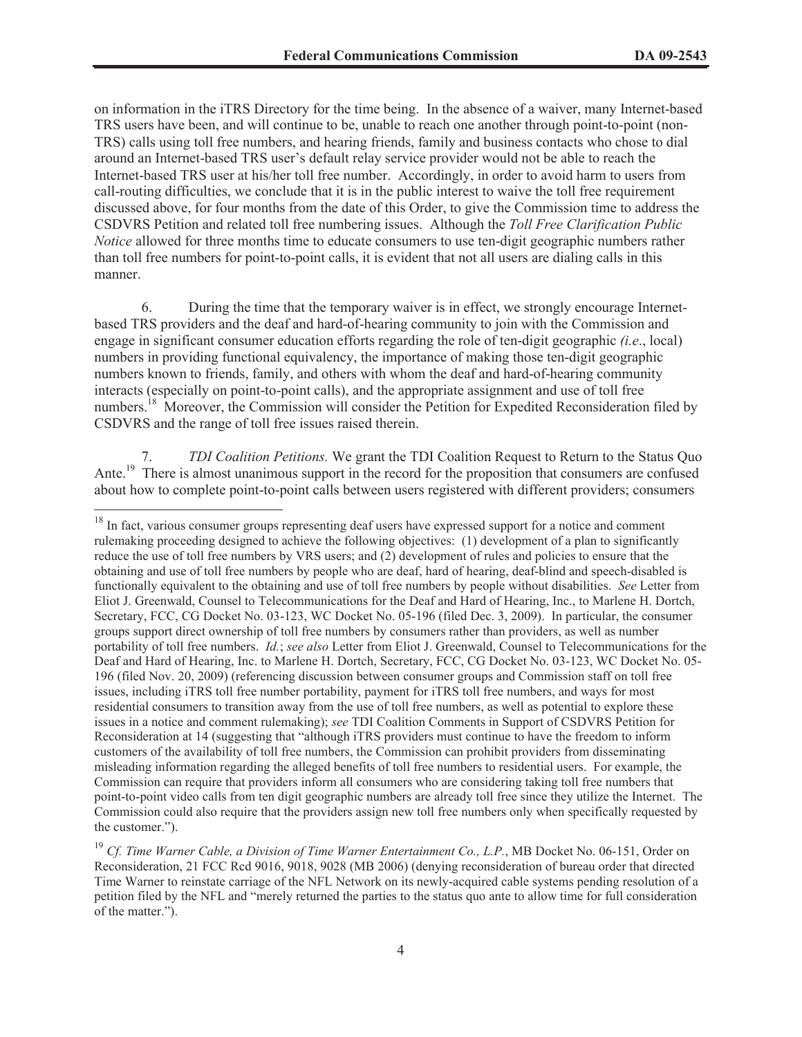on information in the iTRS Directory for the time being. In the absence of a waiver, many Internet-based TRS users have been, and will continue to be, unable to reach one another through point-to-point (non-TRS) calls using toll free numbers, and hearing friends, family and business contacts who chose to dial around an Internet-based TRS user's default relay service provider would not be able to reach the Internet-based TRS user at his/her toll free number. Accordingly, in order to avoid harm to users from call-routing difficulties, we conclude that it is in the public interest to waive the toll free requirement discussed above, for four months from the date of this Order, to give the Commission time to address the CSDVRS Petition and related toll free numbering issues. Although the *Toll Free Clarification Public Notice* allowed for three months time to educate consumers to use ten-digit geographic numbers rather than toll free numbers for point-to-point calls, it is evident that not all users are dialing calls in this manner.

6. During the time that the temporary waiver is in effect, we strongly encourage Internet-based TRS providers and the deaf and hard-of-hearing community to join with the Commission and engage in significant consumer education efforts regarding the role of ten-digit geographic *(i.e*., local) numbers in providing functional equivalency, the importance of making those ten-digit geographic numbers known to friends, family, and others with whom the deaf and hard-of-hearing community interacts (especially on point-to-point calls), and the appropriate assignment and use of toll free numbers.[18] Moreover, the Commission will consider the Petition for Expedited Reconsideration filed by CSDVRS and the range of toll free issues raised therein.

7. *TDI Coalition Petitions.* We grant the TDI Coalition Request to Return to the Status Quo Ante.[19] There is almost unanimous support in the record for the proposition that consumers are confused about how to complete point-to-point calls between users registered with different providers; consumers

---

[18] In fact, various consumer groups representing deaf users have expressed support for a notice and comment rulemaking proceeding designed to achieve the following objectives: (1) development of a plan to significantly reduce the use of toll free numbers by VRS users; and (2) development of rules and policies to ensure that the obtaining and use of toll free numbers by people who are deaf, hard of hearing, deaf-blind and speech-disabled is functionally equivalent to the obtaining and use of toll free numbers by people without disabilities. *See* Letter from Eliot J. Greenwald, Counsel to Telecommunications for the Deaf and Hard of Hearing, Inc., to Marlene H. Dortch, Secretary, FCC, CG Docket No. 03-123, WC Docket No. 05-196 (filed Dec. 3, 2009). In particular, the consumer groups support direct ownership of toll free numbers by consumers rather than providers, as well as number portability of toll free numbers. *Id.*; *see also* Letter from Eliot J. Greenwald, Counsel to Telecommunications for the Deaf and Hard of Hearing, Inc. to Marlene H. Dortch, Secretary, FCC, CG Docket No. 03-123, WC Docket No. 05-196 (filed Nov. 20, 2009) (referencing discussion between consumer groups and Commission staff on toll free issues, including iTRS toll free number portability, payment for iTRS toll free numbers, and ways for most residential consumers to transition away from the use of toll free numbers, as well as potential to explore these issues in a notice and comment rulemaking); *see* TDI Coalition Comments in Support of CSDVRS Petition for Reconsideration at 14 (suggesting that "although iTRS providers must continue to have the freedom to inform customers of the availability of toll free numbers, the Commission can prohibit providers from disseminating misleading information regarding the alleged benefits of toll free numbers to residential users. For example, the Commission can require that providers inform all consumers who are considering taking toll free numbers that point-to-point video calls from ten digit geographic numbers are already toll free since they utilize the Internet. The Commission could also require that the providers assign new toll free numbers only when specifically requested by the customer.").

[19] *Cf. Time Warner Cable, a Division of Time Warner Entertainment Co., L.P.*, MB Docket No. 06-151, Order on Reconsideration, 21 FCC Rcd 9016, 9018, 9028 (MB 2006) (denying reconsideration of bureau order that directed Time Warner to reinstate carriage of the NFL Network on its newly-acquired cable systems pending resolution of a petition filed by the NFL and "merely returned the parties to the status quo ante to allow time for full consideration of the matter.").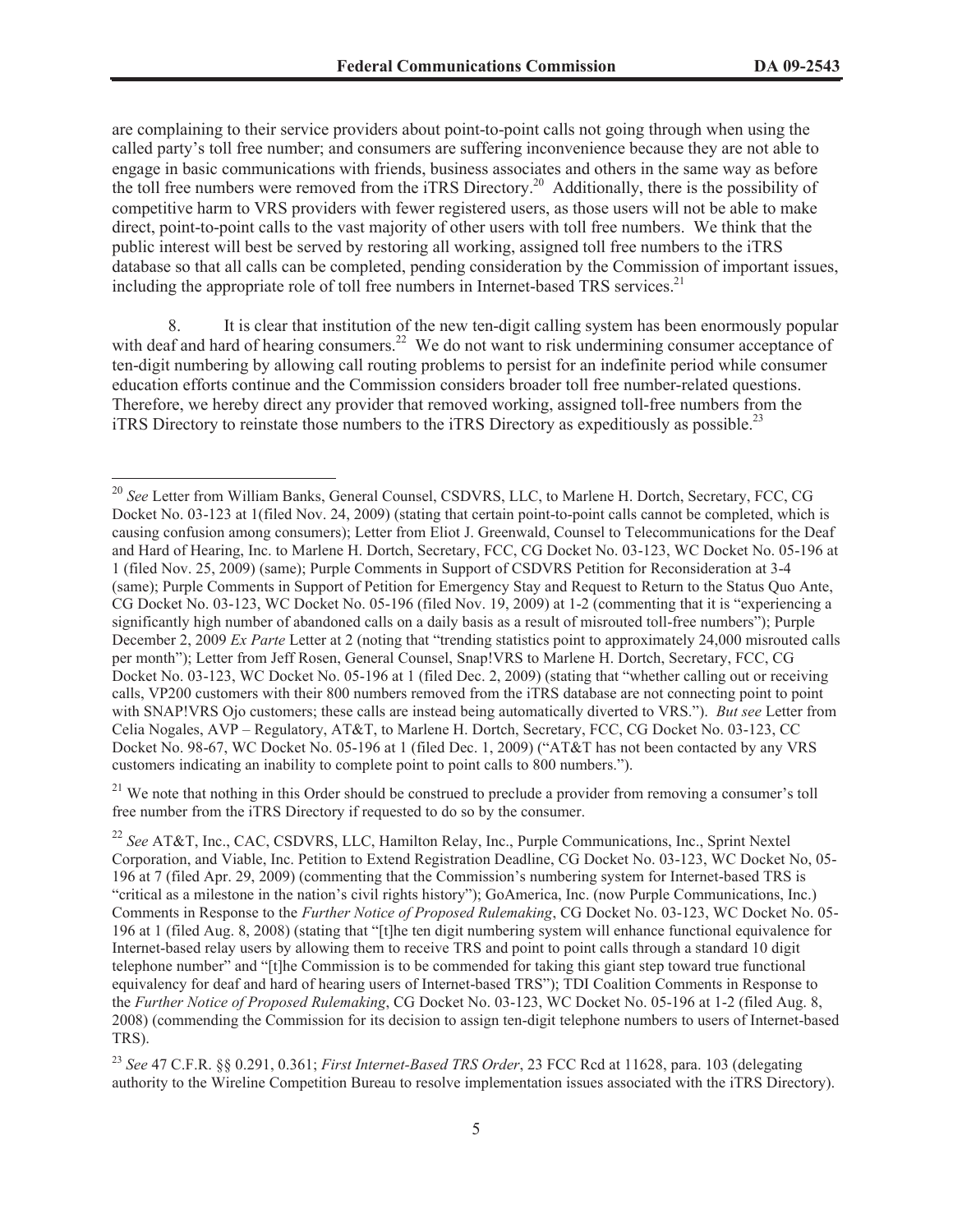are complaining to their service providers about point-to-point calls not going through when using the called party's toll free number; and consumers are suffering inconvenience because they are not able to engage in basic communications with friends, business associates and others in the same way as before the toll free numbers were removed from the iTRS Directory.[20] Additionally, there is the possibility of competitive harm to VRS providers with fewer registered users, as those users will not be able to make direct, point-to-point calls to the vast majority of other users with toll free numbers. We think that the public interest will best be served by restoring all working, assigned toll free numbers to the iTRS database so that all calls can be completed, pending consideration by the Commission of important issues, including the appropriate role of toll free numbers in Internet-based TRS services.[21]

8. It is clear that institution of the new ten-digit calling system has been enormously popular with deaf and hard of hearing consumers.[22] We do not want to risk undermining consumer acceptance of ten-digit numbering by allowing call routing problems to persist for an indefinite period while consumer education efforts continue and the Commission considers broader toll free number-related questions. Therefore, we hereby direct any provider that removed working, assigned toll-free numbers from the iTRS Directory to reinstate those numbers to the iTRS Directory as expeditiously as possible.[23]

---

[20] *See* Letter from William Banks, General Counsel, CSDVRS, LLC, to Marlene H. Dortch, Secretary, FCC, CG Docket No. 03-123 at 1(filed Nov. 24, 2009) (stating that certain point-to-point calls cannot be completed, which is causing confusion among consumers); Letter from Eliot J. Greenwald, Counsel to Telecommunications for the Deaf and Hard of Hearing, Inc. to Marlene H. Dortch, Secretary, FCC, CG Docket No. 03-123, WC Docket No. 05-196 at 1 (filed Nov. 25, 2009) (same); Purple Comments in Support of CSDVRS Petition for Reconsideration at 3-4 (same); Purple Comments in Support of Petition for Emergency Stay and Request to Return to the Status Quo Ante, CG Docket No. 03-123, WC Docket No. 05-196 (filed Nov. 19, 2009) at 1-2 (commenting that it is "experiencing a significantly high number of abandoned calls on a daily basis as a result of misrouted toll-free numbers"); Purple December 2, 2009 *Ex Parte* Letter at 2 (noting that "trending statistics point to approximately 24,000 misrouted calls per month"); Letter from Jeff Rosen, General Counsel, Snap!VRS to Marlene H. Dortch, Secretary, FCC, CG Docket No. 03-123, WC Docket No. 05-196 at 1 (filed Dec. 2, 2009) (stating that "whether calling out or receiving calls, VP200 customers with their 800 numbers removed from the iTRS database are not connecting point to point with SNAP!VRS Ojo customers; these calls are instead being automatically diverted to VRS."). *But see* Letter from Celia Nogales, AVP – Regulatory, AT&T, to Marlene H. Dortch, Secretary, FCC, CG Docket No. 03-123, CC Docket No. 98-67, WC Docket No. 05-196 at 1 (filed Dec. 1, 2009) ("AT&T has not been contacted by any VRS customers indicating an inability to complete point to point calls to 800 numbers.").

[21] We note that nothing in this Order should be construed to preclude a provider from removing a consumer's toll free number from the iTRS Directory if requested to do so by the consumer.

[22] *See* AT&T, Inc., CAC, CSDVRS, LLC, Hamilton Relay, Inc., Purple Communications, Inc., Sprint Nextel Corporation, and Viable, Inc. Petition to Extend Registration Deadline, CG Docket No. 03-123, WC Docket No, 05-196 at 7 (filed Apr. 29, 2009) (commenting that the Commission's numbering system for Internet-based TRS is "critical as a milestone in the nation's civil rights history"); GoAmerica, Inc. (now Purple Communications, Inc.) Comments in Response to the *Further Notice of Proposed Rulemaking*, CG Docket No. 03-123, WC Docket No. 05-196 at 1 (filed Aug. 8, 2008) (stating that "[t]he ten digit numbering system will enhance functional equivalence for Internet-based relay users by allowing them to receive TRS and point to point calls through a standard 10 digit telephone number" and "[t]he Commission is to be commended for taking this giant step toward true functional equivalency for deaf and hard of hearing users of Internet-based TRS"); TDI Coalition Comments in Response to the *Further Notice of Proposed Rulemaking*, CG Docket No. 03-123, WC Docket No. 05-196 at 1-2 (filed Aug. 8, 2008) (commending the Commission for its decision to assign ten-digit telephone numbers to users of Internet-based TRS).

[23] *See* 47 C.F.R. §§ 0.291, 0.361; *First Internet-Based TRS Order*, 23 FCC Rcd at 11628, para. 103 (delegating authority to the Wireline Competition Bureau to resolve implementation issues associated with the iTRS Directory).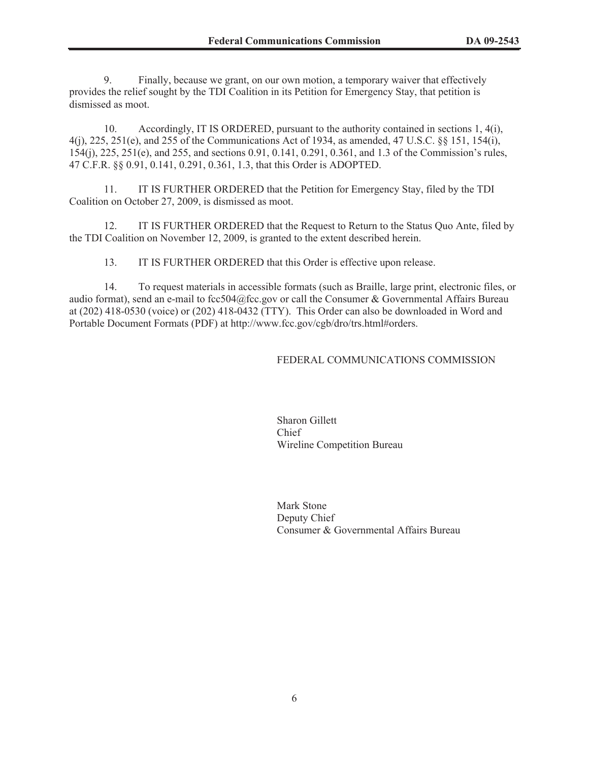9. Finally, because we grant, on our own motion, a temporary waiver that effectively provides the relief sought by the TDI Coalition in its Petition for Emergency Stay, that petition is dismissed as moot.

10. Accordingly, IT IS ORDERED, pursuant to the authority contained in sections 1, 4(i), 4(j), 225, 251(e), and 255 of the Communications Act of 1934, as amended, 47 U.S.C. §§ 151, 154(i), 154(j), 225, 251(e), and 255, and sections 0.91, 0.141, 0.291, 0.361, and 1.3 of the Commission's rules, 47 C.F.R. §§ 0.91, 0.141, 0.291, 0.361, 1.3, that this Order is ADOPTED.

11. IT IS FURTHER ORDERED that the Petition for Emergency Stay, filed by the TDI Coalition on October 27, 2009, is dismissed as moot.

12. IT IS FURTHER ORDERED that the Request to Return to the Status Quo Ante, filed by the TDI Coalition on November 12, 2009, is granted to the extent described herein.

13. IT IS FURTHER ORDERED that this Order is effective upon release.

14. To request materials in accessible formats (such as Braille, large print, electronic files, or audio format), send an e-mail to fcc504@fcc.gov or call the Consumer & Governmental Affairs Bureau at (202) 418-0530 (voice) or (202) 418-0432 (TTY). This Order can also be downloaded in Word and Portable Document Formats (PDF) at http://www.fcc.gov/cgb/dro/trs.html#orders.

FEDERAL COMMUNICATIONS COMMISSION

Sharon Gillett
Chief
Wireline Competition Bureau

Mark Stone
Deputy Chief
Consumer & Governmental Affairs Bureau